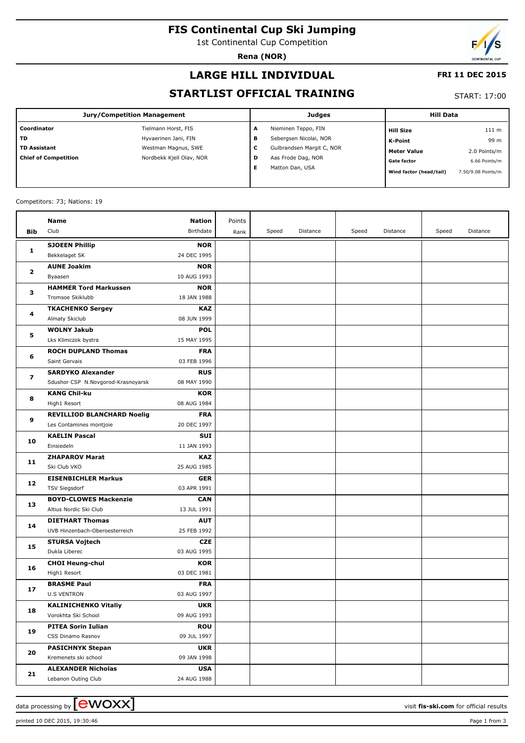# FIS Continental Cup Ski Jumping

1st Continental Cup Competition

**Rena (NOR)**

## LARGE HILL INDIVIDUAL

**FRI 11 DEC 2015**

## STARTLIST OFFICIAL TRAINING

START: 17:00

| Jury/Competition Management | | Judges | | Hill Data | |
|---|---|---|---|---|---|
| **Coordinator** | Tielmann Horst, FIS | **A** | Nieminen Teppo, FIN | **Hill Size** | 111 m |
| **TD** | Hyvaerinen Jani, FIN | **B** | Sebergsen Nicolai, NOR | **K-Point** | 99 m |
| **TD Assistant** | Westman Magnus, SWE | **C** | Gulbrandsen Margit C, NOR | **Meter Value** | 2.0 Points/m |
| **Chief of Competition** | Nordbekk Kjell Olav, NOR | **D** | Aas Frode Dag, NOR | **Gate factor** | 6.66 Points/m |
| | | **E** | Matton Dan, USA | **Wind factor (head/tail)** | 7.50/9.08 Points/m |

Competitors: 73; Nations: 19

| Bib | Name / Club | Nation / Birthdate | Points / Rank | Speed | Distance | Speed | Distance | Speed | Distance |
|---|---|---|---|---|---|---|---|---|---|
| 1 | **SJOEEN Phillip**<br>Bekkelaget SK | **NOR**<br>24 DEC 1995 | | | | | | | |
| 2 | **AUNE Joakim**<br>Byaasen | **NOR**<br>10 AUG 1993 | | | | | | | |
| 3 | **HAMMER Tord Markussen**<br>Tromsoe Skiklubb | **NOR**<br>18 JAN 1988 | | | | | | | |
| 4 | **TKACHENKO Sergey**<br>Almaty Skiclub | **KAZ**<br>08 JUN 1999 | | | | | | | |
| 5 | **WOLNY Jakub**<br>Lks Klimczok bystra | **POL**<br>15 MAY 1995 | | | | | | | |
| 6 | **ROCH DUPLAND Thomas**<br>Saint Gervais | **FRA**<br>03 FEB 1996 | | | | | | | |
| 7 | **SARDYKO Alexander**<br>Sdushor CSP N.Novgorod-Krasnoyarsk | **RUS**<br>08 MAY 1990 | | | | | | | |
| 8 | **KANG Chil-ku**<br>High1 Resort | **KOR**<br>08 AUG 1984 | | | | | | | |
| 9 | **REVILLIOD BLANCHARD Noelig**<br>Les Contamines montjoie | **FRA**<br>20 DEC 1997 | | | | | | | |
| 10 | **KAELIN Pascal**<br>Einsiedeln | **SUI**<br>11 JAN 1993 | | | | | | | |
| 11 | **ZHAPAROV Marat**<br>Ski Club VKO | **KAZ**<br>25 AUG 1985 | | | | | | | |
| 12 | **EISENBICHLER Markus**<br>TSV Siegsdorf | **GER**<br>03 APR 1991 | | | | | | | |
| 13 | **BOYD-CLOWES Mackenzie**<br>Altius Nordic Ski Club | **CAN**<br>13 JUL 1991 | | | | | | | |
| 14 | **DIETHART Thomas**<br>UVB Hinzenbach-Oberoesterreich | **AUT**<br>25 FEB 1992 | | | | | | | |
| 15 | **STURSA Vojtech**<br>Dukla Liberec | **CZE**<br>03 AUG 1995 | | | | | | | |
| 16 | **CHOI Heung-chul**<br>High1 Resort | **KOR**<br>03 DEC 1981 | | | | | | | |
| 17 | **BRASME Paul**<br>U.S VENTRON | **FRA**<br>03 AUG 1997 | | | | | | | |
| 18 | **KALINICHENKO Vitaliy**<br>Vorokhta Ski School | **UKR**<br>09 AUG 1993 | | | | | | | |
| 19 | **PITEA Sorin Iulian**<br>CSS Dinamo Rasnov | **ROU**<br>09 JUL 1997 | | | | | | | |
| 20 | **PASICHNYK Stepan**<br>Kremenets ski school | **UKR**<br>09 JAN 1998 | | | | | | | |
| 21 | **ALEXANDER Nicholas**<br>Lebanon Outing Club | **USA**<br>24 AUG 1988 | | | | | | | |

data processing by ewoxx — visit **fis-ski.com** for official results

printed 10 DEC 2015, 19:30:46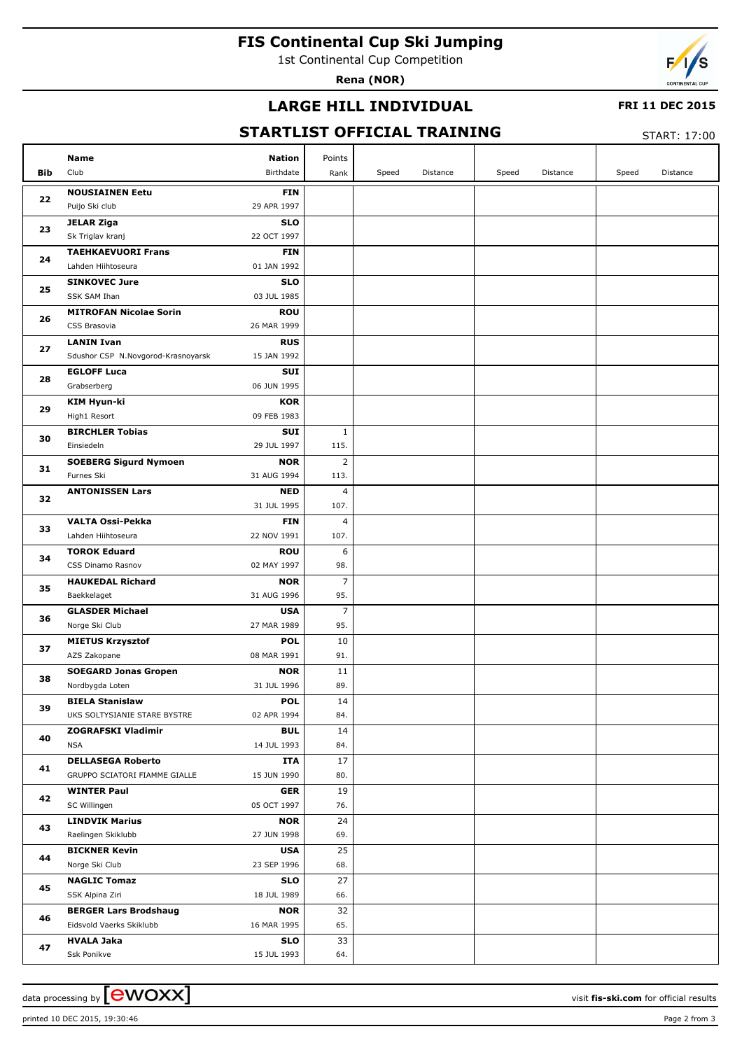# FIS Continental Cup Ski Jumping

1st Continental Cup Competition

**Rena (NOR)**

## LARGE HILL INDIVIDUAL

**FRI 11 DEC 2015**

## STARTLIST OFFICIAL TRAINING

START: 17:00

| Bib | Name / Club | Nation / Birthdate | Points / Rank | Speed | Distance | Speed | Distance | Speed | Distance |
|---|---|---|---|---|---|---|---|---|---|
| 22 | **NOUSIAINEN Eetu**<br>Puijo Ski club | **FIN**<br>29 APR 1997 | | | | | | | |
| 23 | **JELAR Ziga**<br>Sk Triglav kranj | **SLO**<br>22 OCT 1997 | | | | | | | |
| 24 | **TAEHKAEVUORI Frans**<br>Lahden Hiihtoseura | **FIN**<br>01 JAN 1992 | | | | | | | |
| 25 | **SINKOVEC Jure**<br>SSK SAM Ihan | **SLO**<br>03 JUL 1985 | | | | | | | |
| 26 | **MITROFAN Nicolae Sorin**<br>CSS Brasovia | **ROU**<br>26 MAR 1999 | | | | | | | |
| 27 | **LANIN Ivan**<br>Sdushor CSP N.Novgorod-Krasnoyarsk | **RUS**<br>15 JAN 1992 | | | | | | | |
| 28 | **EGLOFF Luca**<br>Grabserberg | **SUI**<br>06 JUN 1995 | | | | | | | |
| 29 | **KIM Hyun-ki**<br>High1 Resort | **KOR**<br>09 FEB 1983 | | | | | | | |
| 30 | **BIRCHLER Tobias**<br>Einsiedeln | **SUI**<br>29 JUL 1997 | 1<br>115. | | | | | | |
| 31 | **SOEBERG Sigurd Nymoen**<br>Furnes Ski | **NOR**<br>31 AUG 1994 | 2<br>113. | | | | | | |
| 32 | **ANTONISSEN Lars** | **NED**<br>31 JUL 1995 | 4<br>107. | | | | | | |
| 33 | **VALTA Ossi-Pekka**<br>Lahden Hiihtoseura | **FIN**<br>22 NOV 1991 | 4<br>107. | | | | | | |
| 34 | **TOROK Eduard**<br>CSS Dinamo Rasnov | **ROU**<br>02 MAY 1997 | 6<br>98. | | | | | | |
| 35 | **HAUKEDAL Richard**<br>Baekkelaget | **NOR**<br>31 AUG 1996 | 7<br>95. | | | | | | |
| 36 | **GLASDER Michael**<br>Norge Ski Club | **USA**<br>27 MAR 1989 | 7<br>95. | | | | | | |
| 37 | **MIETUS Krzysztof**<br>AZS Zakopane | **POL**<br>08 MAR 1991 | 10<br>91. | | | | | | |
| 38 | **SOEGARD Jonas Gropen**<br>Nordbygda Loten | **NOR**<br>31 JUL 1996 | 11<br>89. | | | | | | |
| 39 | **BIELA Stanislaw**<br>UKS SOLTYSIANIE STARE BYSTRE | **POL**<br>02 APR 1994 | 14<br>84. | | | | | | |
| 40 | **ZOGRAFSKI Vladimir**<br>NSA | **BUL**<br>14 JUL 1993 | 14<br>84. | | | | | | |
| 41 | **DELLASEGA Roberto**<br>GRUPPO SCIATORI FIAMME GIALLE | **ITA**<br>15 JUN 1990 | 17<br>80. | | | | | | |
| 42 | **WINTER Paul**<br>SC Willingen | **GER**<br>05 OCT 1997 | 19<br>76. | | | | | | |
| 43 | **LINDVIK Marius**<br>Raelingen Skiklubb | **NOR**<br>27 JUN 1998 | 24<br>69. | | | | | | |
| 44 | **BICKNER Kevin**<br>Norge Ski Club | **USA**<br>23 SEP 1996 | 25<br>68. | | | | | | |
| 45 | **NAGLIC Tomaz**<br>SSK Alpina Ziri | **SLO**<br>18 JUL 1989 | 27<br>66. | | | | | | |
| 46 | **BERGER Lars Brodshaug**<br>Eidsvold Vaerks Skiklubb | **NOR**<br>16 MAR 1995 | 32<br>65. | | | | | | |
| 47 | **HVALA Jaka**<br>Ssk Ponikve | **SLO**<br>15 JUL 1993 | 33<br>64. | | | | | | |

data processing by ewoxx — visit **fis-ski.com** for official results

printed 10 DEC 2015, 19:30:46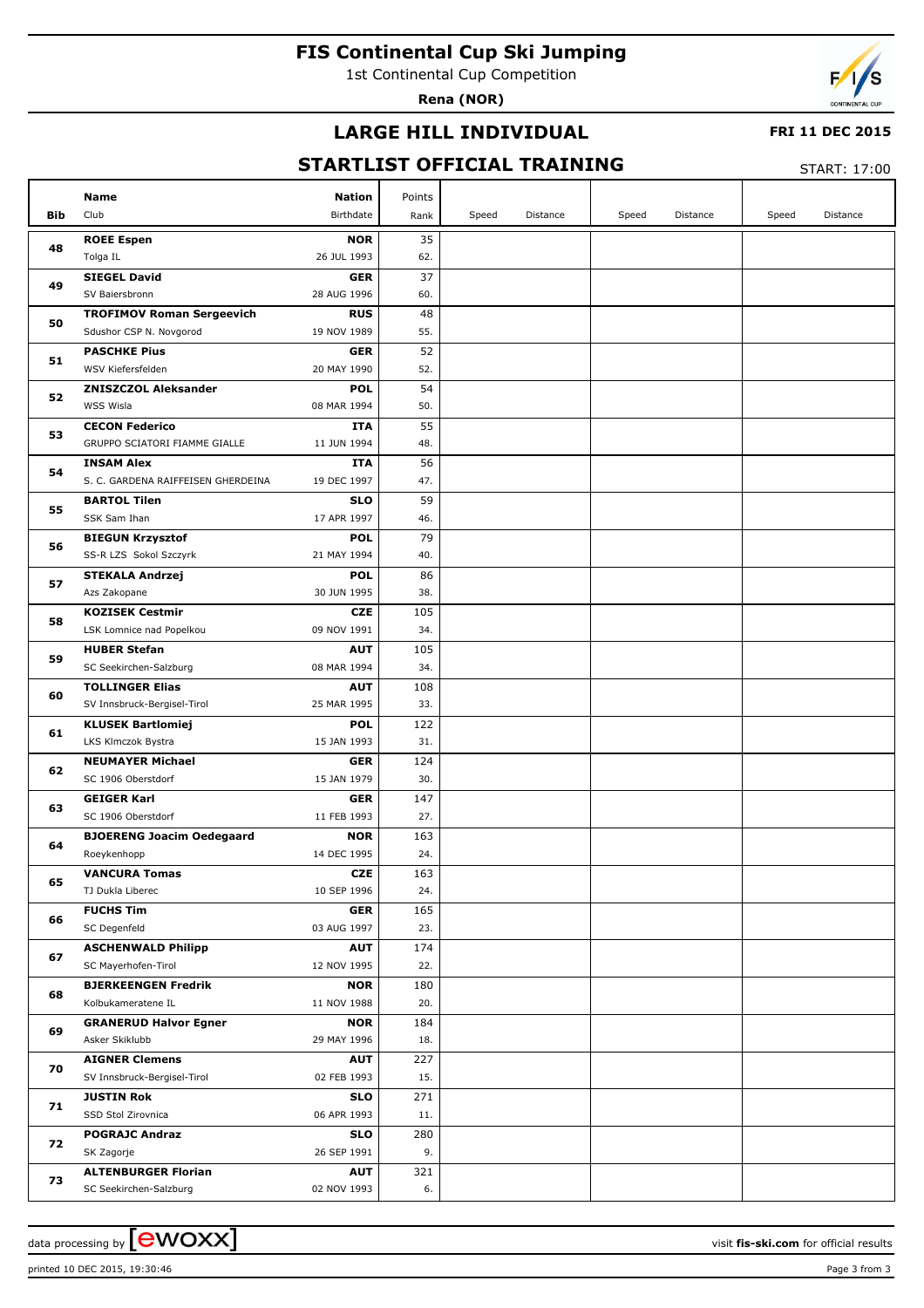# FIS Continental Cup Ski Jumping

1st Continental Cup Competition

**Rena (NOR)**

## LARGE HILL INDIVIDUAL

**FRI 11 DEC 2015**

## STARTLIST OFFICIAL TRAINING

START: 17:00

| Bib | Name / Club | Nation / Birthdate | Points / Rank | Speed | Distance | Speed | Distance | Speed | Distance |
|---|---|---|---|---|---|---|---|---|---|
| 48 | **ROEE Espen**<br>Tolga IL | **NOR**<br>26 JUL 1993 | 35<br>62. | | | | | | |
| 49 | **SIEGEL David**<br>SV Baiersbronn | **GER**<br>28 AUG 1996 | 37<br>60. | | | | | | |
| 50 | **TROFIMOV Roman Sergeevich**<br>Sdushor CSP N. Novgorod | **RUS**<br>19 NOV 1989 | 48<br>55. | | | | | | |
| 51 | **PASCHKE Pius**<br>WSV Kiefersfelden | **GER**<br>20 MAY 1990 | 52<br>52. | | | | | | |
| 52 | **ZNISZCZOL Aleksander**<br>WSS Wisla | **POL**<br>08 MAR 1994 | 54<br>50. | | | | | | |
| 53 | **CECON Federico**<br>GRUPPO SCIATORI FIAMME GIALLE | **ITA**<br>11 JUN 1994 | 55<br>48. | | | | | | |
| 54 | **INSAM Alex**<br>S. C. GARDENA RAIFFEISEN GHERDEINA | **ITA**<br>19 DEC 1997 | 56<br>47. | | | | | | |
| 55 | **BARTOL Tilen**<br>SSK Sam Ihan | **SLO**<br>17 APR 1997 | 59<br>46. | | | | | | |
| 56 | **BIEGUN Krzysztof**<br>SS-R LZS Sokol Szczyrk | **POL**<br>21 MAY 1994 | 79<br>40. | | | | | | |
| 57 | **STEKALA Andrzej**<br>Azs Zakopane | **POL**<br>30 JUN 1995 | 86<br>38. | | | | | | |
| 58 | **KOZISEK Cestmir**<br>LSK Lomnice nad Popelkou | **CZE**<br>09 NOV 1991 | 105<br>34. | | | | | | |
| 59 | **HUBER Stefan**<br>SC Seekirchen-Salzburg | **AUT**<br>08 MAR 1994 | 105<br>34. | | | | | | |
| 60 | **TOLLINGER Elias**<br>SV Innsbruck-Bergisel-Tirol | **AUT**<br>25 MAR 1995 | 108<br>33. | | | | | | |
| 61 | **KLUSEK Bartlomiej**<br>LKS Klmczok Bystra | **POL**<br>15 JAN 1993 | 122<br>31. | | | | | | |
| 62 | **NEUMAYER Michael**<br>SC 1906 Oberstdorf | **GER**<br>15 JAN 1979 | 124<br>30. | | | | | | |
| 63 | **GEIGER Karl**<br>SC 1906 Oberstdorf | **GER**<br>11 FEB 1993 | 147<br>27. | | | | | | |
| 64 | **BJOERENG Joacim Oedegaard**<br>Roeykenhopp | **NOR**<br>14 DEC 1995 | 163<br>24. | | | | | | |
| 65 | **VANCURA Tomas**<br>TJ Dukla Liberec | **CZE**<br>10 SEP 1996 | 163<br>24. | | | | | | |
| 66 | **FUCHS Tim**<br>SC Degenfeld | **GER**<br>03 AUG 1997 | 165<br>23. | | | | | | |
| 67 | **ASCHENWALD Philipp**<br>SC Mayerhofen-Tirol | **AUT**<br>12 NOV 1995 | 174<br>22. | | | | | | |
| 68 | **BJERKEENGEN Fredrik**<br>Kolbukameratene IL | **NOR**<br>11 NOV 1988 | 180<br>20. | | | | | | |
| 69 | **GRANERUD Halvor Egner**<br>Asker Skiklubb | **NOR**<br>29 MAY 1996 | 184<br>18. | | | | | | |
| 70 | **AIGNER Clemens**<br>SV Innsbruck-Bergisel-Tirol | **AUT**<br>02 FEB 1993 | 227<br>15. | | | | | | |
| 71 | **JUSTIN Rok**<br>SSD Stol Zirovnica | **SLO**<br>06 APR 1993 | 271<br>11. | | | | | | |
| 72 | **POGRAJC Andraz**<br>SK Zagorje | **SLO**<br>26 SEP 1991 | 280<br>9. | | | | | | |
| 73 | **ALTENBURGER Florian**<br>SC Seekirchen-Salzburg | **AUT**<br>02 NOV 1993 | 321<br>6. | | | | | | |

data processing by ewoxx — visit **fis-ski.com** for official results

printed 10 DEC 2015, 19:30:46